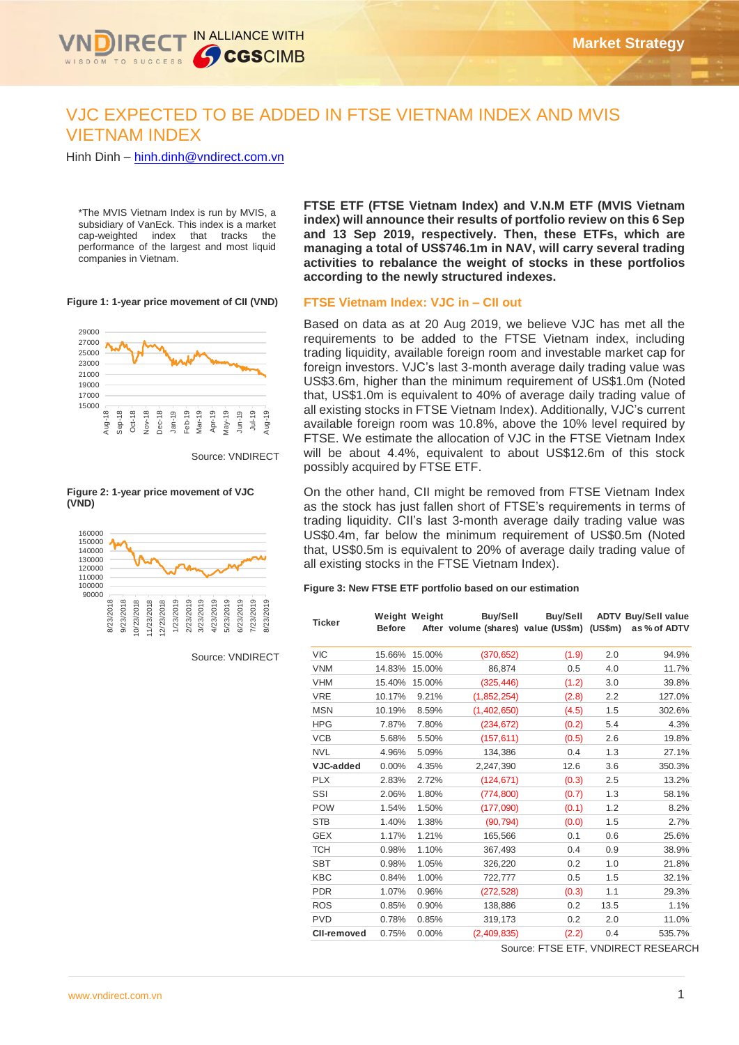# VJC EXPECTED TO BE ADDED IN FTSE VIETNAM INDEX AND MVIS VIETNAM INDEX

Hinh Dinh – hinh.dinh@vndirect.com.vn

*The MVIS Vietnam Index is run by MVIS, a subsidiary of VanEck. This index is a market cap-weighted index that tracks the performance of the largest and most liquid companies in Vietnam.

**FTSE ETF (FTSE Vietnam Index) and V.N.M ETF (MVIS Vietnam index) will announce their results of portfolio review on this 6 Sep and 13 Sep 2019, respectively. Then, these ETFs, which are managing a total of US$746.1m in NAV, will carry several trading activities to rebalance the weight of stocks in these portfolios according to the newly structured indexes.**

**Figure 1: 1-year price movement of CII (VND)**

Source: VNDIRECT

**Figure 2: 1-year price movement of VJC (VND)**

Source: VNDIRECT

## FTSE Vietnam Index: VJC in – CII out

Based on data as at 20 Aug 2019, we believe VJC has met all the requirements to be added to the FTSE Vietnam index, including trading liquidity, available foreign room and investable market cap for foreign investors. VJC's last 3-month average daily trading value was US$3.6m, higher than the minimum requirement of US$1.0m (Noted that, US$1.0m is equivalent to 40% of average daily trading value of all existing stocks in FTSE Vietnam Index). Additionally, VJC's current available foreign room was 10.8%, above the 10% level required by FTSE. We estimate the allocation of VJC in the FTSE Vietnam Index will be about 4.4%, equivalent to about US$12.6m of this stock possibly acquired by FTSE ETF.

On the other hand, CII might be removed from FTSE Vietnam Index as the stock has just fallen short of FTSE's requirements in terms of trading liquidity. CII's last 3-month average daily trading value was US$0.4m, far below the minimum requirement of US$0.5m (Noted that, US$0.5m is equivalent to 20% of average daily trading value of all existing stocks in the FTSE Vietnam Index).

**Figure 3: New FTSE ETF portfolio based on our estimation**

| Ticker | Weight Before | Weight After | Buy/Sell volume (shares) | Buy/Sell value (US$m) | ADTV (US$m) | Buy/Sell value as % of ADTV |
|---|---|---|---|---|---|---|
| VIC | 15.66% | 15.00% | (370,652) | (1.9) | 2.0 | 94.9% |
| VNM | 14.83% | 15.00% | 86,874 | 0.5 | 4.0 | 11.7% |
| VHM | 15.40% | 15.00% | (325,446) | (1.2) | 3.0 | 39.8% |
| VRE | 10.17% | 9.21% | (1,852,254) | (2.8) | 2.2 | 127.0% |
| MSN | 10.19% | 8.59% | (1,402,650) | (4.5) | 1.5 | 302.6% |
| HPG | 7.87% | 7.80% | (234,672) | (0.2) | 5.4 | 4.3% |
| VCB | 5.68% | 5.50% | (157,611) | (0.5) | 2.6 | 19.8% |
| NVL | 4.96% | 5.09% | 134,386 | 0.4 | 1.3 | 27.1% |
| **VJC-added** | 0.00% | 4.35% | 2,247,390 | 12.6 | 3.6 | 350.3% |
| PLX | 2.83% | 2.72% | (124,671) | (0.3) | 2.5 | 13.2% |
| SSI | 2.06% | 1.80% | (774,800) | (0.7) | 1.3 | 58.1% |
| POW | 1.54% | 1.50% | (177,090) | (0.1) | 1.2 | 8.2% |
| STB | 1.40% | 1.38% | (90,794) | (0.0) | 1.5 | 2.7% |
| GEX | 1.17% | 1.21% | 165,566 | 0.1 | 0.6 | 25.6% |
| TCH | 0.98% | 1.10% | 367,493 | 0.4 | 0.9 | 38.9% |
| SBT | 0.98% | 1.05% | 326,220 | 0.2 | 1.0 | 21.8% |
| KBC | 0.84% | 1.00% | 722,777 | 0.5 | 1.5 | 32.1% |
| PDR | 1.07% | 0.96% | (272,528) | (0.3) | 1.1 | 29.3% |
| ROS | 0.85% | 0.90% | 138,886 | 0.2 | 13.5 | 1.1% |
| PVD | 0.78% | 0.85% | 319,173 | 0.2 | 2.0 | 11.0% |
| **CII-removed** | 0.75% | 0.00% | (2,409,835) | (2.2) | 0.4 | 535.7% |

Source: FTSE ETF, VNDIRECT RESEARCH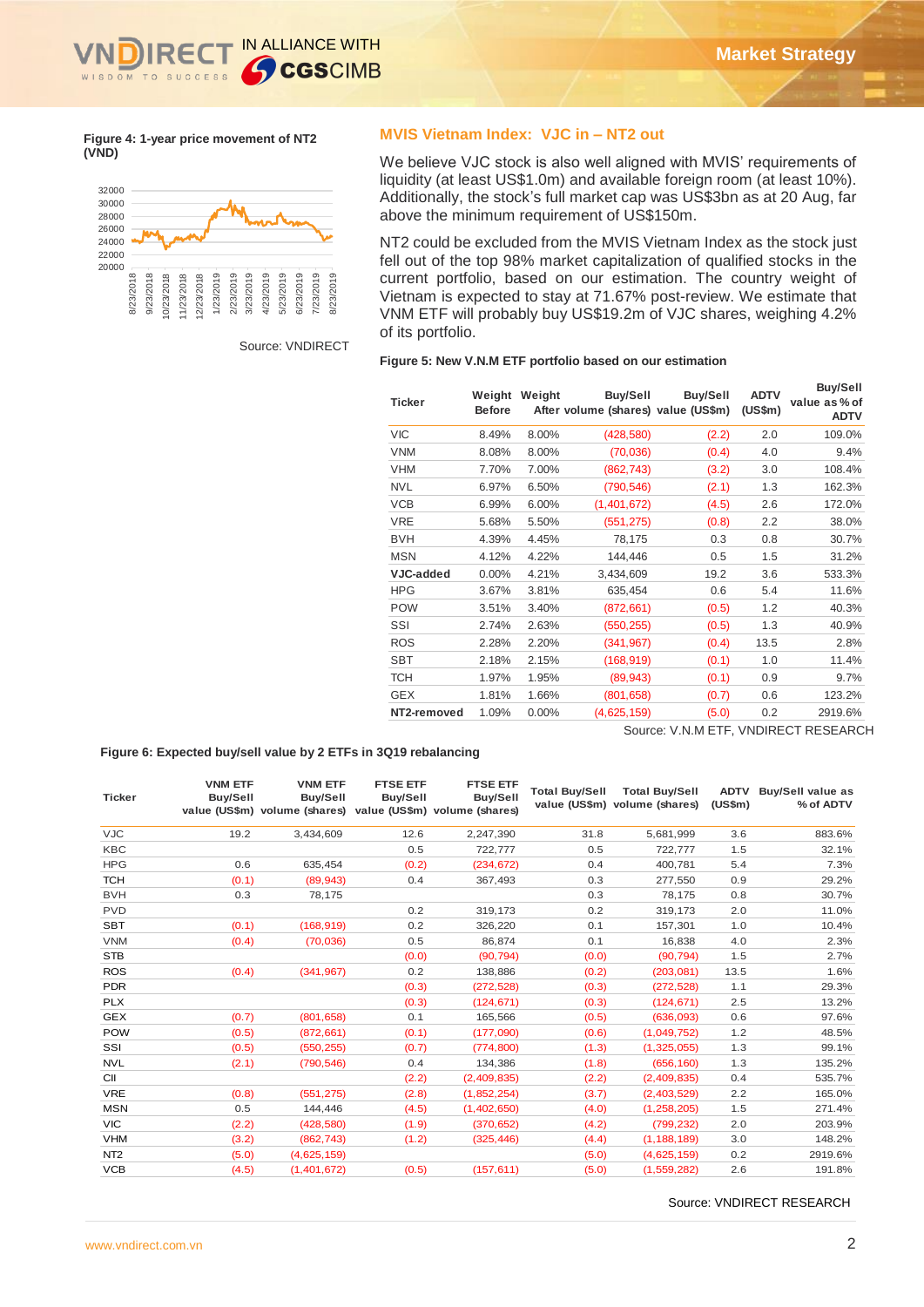**Figure 4: 1-year price movement of NT2 (VND)**

Source: VNDIRECT

## MVIS Vietnam Index: VJC in – NT2 out

We believe VJC stock is also well aligned with MVIS' requirements of liquidity (at least US$1.0m) and available foreign room (at least 10%). Additionally, the stock's full market cap was US$3bn as at 20 Aug, far above the minimum requirement of US$150m.

NT2 could be excluded from the MVIS Vietnam Index as the stock just fell out of the top 98% market capitalization of qualified stocks in the current portfolio, based on our estimation. The country weight of Vietnam is expected to stay at 71.67% post-review. We estimate that VNM ETF will probably buy US$19.2m of VJC shares, weighing 4.2% of its portfolio.

**Figure 5: New V.N.M ETF portfolio based on our estimation**

| Ticker | Weight Before | Weight After | Buy/Sell volume (shares) | Buy/Sell value (US$m) | ADTV (US$m) | Buy/Sell value as % of ADTV |
|---|---|---|---|---|---|---|
| VIC | 8.49% | 8.00% | (428,580) | (2.2) | 2.0 | 109.0% |
| VNM | 8.08% | 8.00% | (70,036) | (0.4) | 4.0 | 9.4% |
| VHM | 7.70% | 7.00% | (862,743) | (3.2) | 3.0 | 108.4% |
| NVL | 6.97% | 6.50% | (790,546) | (2.1) | 1.3 | 162.3% |
| VCB | 6.99% | 6.00% | (1,401,672) | (4.5) | 2.6 | 172.0% |
| VRE | 5.68% | 5.50% | (551,275) | (0.8) | 2.2 | 38.0% |
| BVH | 4.39% | 4.45% | 78,175 | 0.3 | 0.8 | 30.7% |
| MSN | 4.12% | 4.22% | 144,446 | 0.5 | 1.5 | 31.2% |
| **VJC-added** | 0.00% | 4.21% | 3,434,609 | 19.2 | 3.6 | 533.3% |
| HPG | 3.67% | 3.81% | 635,454 | 0.6 | 5.4 | 11.6% |
| POW | 3.51% | 3.40% | (872,661) | (0.5) | 1.2 | 40.3% |
| SSI | 2.74% | 2.63% | (550,255) | (0.5) | 1.3 | 40.9% |
| ROS | 2.28% | 2.20% | (341,967) | (0.4) | 13.5 | 2.8% |
| SBT | 2.18% | 2.15% | (168,919) | (0.1) | 1.0 | 11.4% |
| TCH | 1.97% | 1.95% | (89,943) | (0.1) | 0.9 | 9.7% |
| GEX | 1.81% | 1.66% | (801,658) | (0.7) | 0.6 | 123.2% |
| **NT2-removed** | 1.09% | 0.00% | (4,625,159) | (5.0) | 0.2 | 2919.6% |

Source: V.N.M ETF, VNDIRECT RESEARCH

**Figure 6: Expected buy/sell value by 2 ETFs in 3Q19 rebalancing**

| Ticker | VNM ETF Buy/Sell value (US$m) | VNM ETF Buy/Sell volume (shares) | FTSE ETF Buy/Sell value (US$m) | FTSE ETF Buy/Sell volume (shares) | Total Buy/Sell value (US$m) | Total Buy/Sell volume (shares) | ADTV (US$m) | Buy/Sell value as % of ADTV |
|---|---|---|---|---|---|---|---|---|
| VJC | 19.2 | 3,434,609 | 12.6 | 2,247,390 | 31.8 | 5,681,999 | 3.6 | 883.6% |
| KBC | | | 0.5 | 722,777 | 0.5 | 722,777 | 1.5 | 32.1% |
| HPG | 0.6 | 635,454 | (0.2) | (234,672) | 0.4 | 400,781 | 5.4 | 7.3% |
| TCH | (0.1) | (89,943) | 0.4 | 367,493 | 0.3 | 277,550 | 0.9 | 29.2% |
| BVH | 0.3 | 78,175 | | | 0.3 | 78,175 | 0.8 | 30.7% |
| PVD | | | 0.2 | 319,173 | 0.2 | 319,173 | 2.0 | 11.0% |
| SBT | (0.1) | (168,919) | 0.2 | 326,220 | 0.1 | 157,301 | 1.0 | 10.4% |
| VNM | (0.4) | (70,036) | 0.5 | 86,874 | 0.1 | 16,838 | 4.0 | 2.3% |
| STB | | | (0.0) | (90,794) | (0.0) | (90,794) | 1.5 | 2.7% |
| ROS | (0.4) | (341,967) | 0.2 | 138,886 | (0.2) | (203,081) | 13.5 | 1.6% |
| PDR | | | (0.3) | (272,528) | (0.3) | (272,528) | 1.1 | 29.3% |
| PLX | | | (0.3) | (124,671) | (0.3) | (124,671) | 2.5 | 13.2% |
| GEX | (0.7) | (801,658) | 0.1 | 165,566 | (0.5) | (636,093) | 0.6 | 97.6% |
| POW | (0.5) | (872,661) | (0.1) | (177,090) | (0.6) | (1,049,752) | 1.2 | 48.5% |
| SSI | (0.5) | (550,255) | (0.7) | (774,800) | (1.3) | (1,325,055) | 1.3 | 99.1% |
| NVL | (2.1) | (790,546) | 0.4 | 134,386 | (1.8) | (656,160) | 1.3 | 135.2% |
| CII | | | (2.2) | (2,409,835) | (2.2) | (2,409,835) | 0.4 | 535.7% |
| VRE | (0.8) | (551,275) | (2.8) | (1,852,254) | (3.7) | (2,403,529) | 2.2 | 165.0% |
| MSN | 0.5 | 144,446 | (4.5) | (1,402,650) | (4.0) | (1,258,205) | 1.5 | 271.4% |
| VIC | (2.2) | (428,580) | (1.9) | (370,652) | (4.2) | (799,232) | 2.0 | 203.9% |
| VHM | (3.2) | (862,743) | (1.2) | (325,446) | (4.4) | (1,188,189) | 3.0 | 148.2% |
| NT2 | (5.0) | (4,625,159) | | | (5.0) | (4,625,159) | 0.2 | 2919.6% |
| VCB | (4.5) | (1,401,672) | (0.5) | (157,611) | (5.0) | (1,559,282) | 2.6 | 191.8% |

Source: VNDIRECT RESEARCH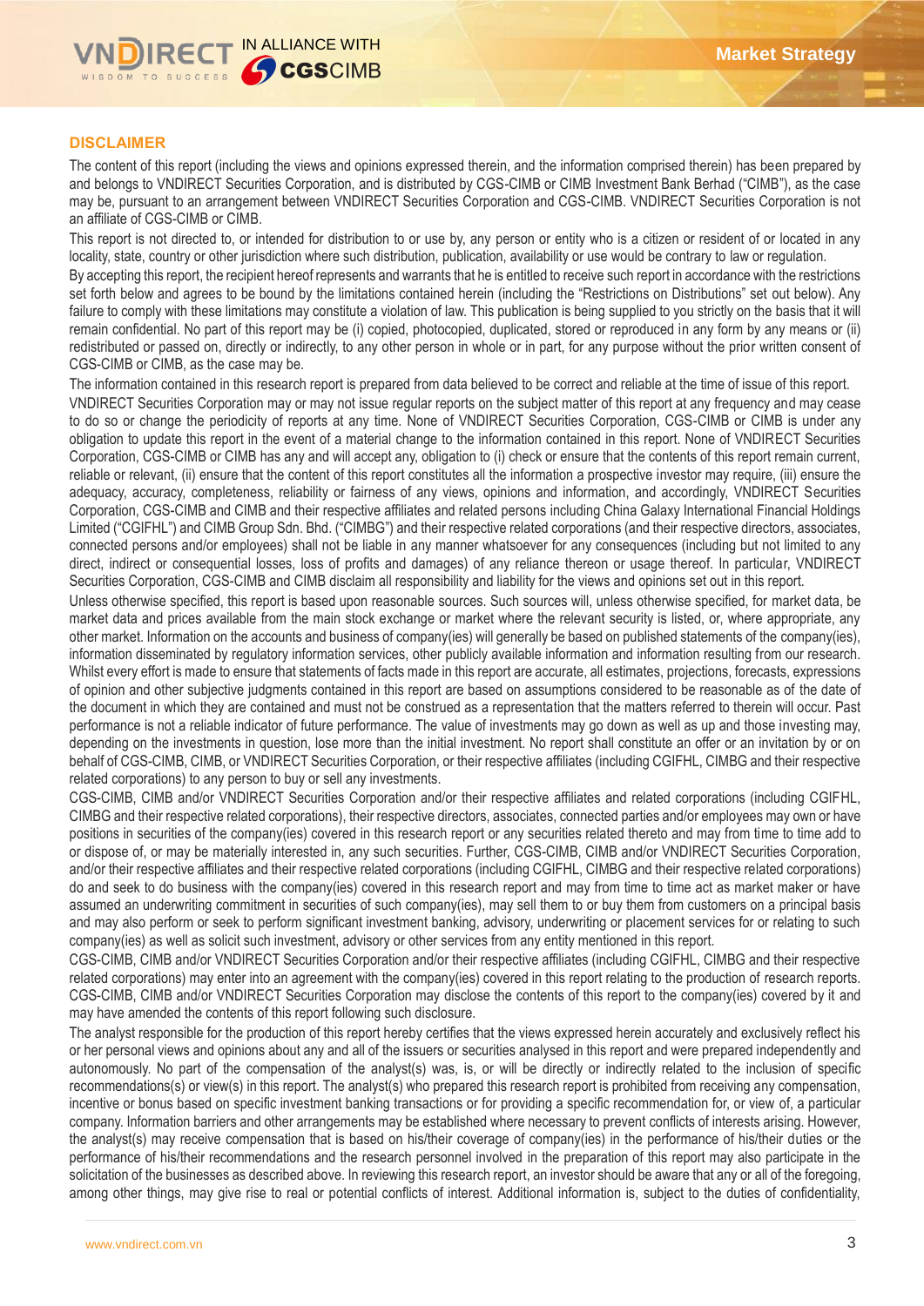## DISCLAIMER

The content of this report (including the views and opinions expressed therein, and the information comprised therein) has been prepared by and belongs to VNDIRECT Securities Corporation, and is distributed by CGS-CIMB or CIMB Investment Bank Berhad ("CIMB"), as the case may be, pursuant to an arrangement between VNDIRECT Securities Corporation and CGS-CIMB. VNDIRECT Securities Corporation is not an affiliate of CGS-CIMB or CIMB.

This report is not directed to, or intended for distribution to or use by, any person or entity who is a citizen or resident of or located in any locality, state, country or other jurisdiction where such distribution, publication, availability or use would be contrary to law or regulation.

By accepting this report, the recipient hereof represents and warrants that he is entitled to receive such report in accordance with the restrictions set forth below and agrees to be bound by the limitations contained herein (including the "Restrictions on Distributions" set out below). Any failure to comply with these limitations may constitute a violation of law. This publication is being supplied to you strictly on the basis that it will remain confidential. No part of this report may be (i) copied, photocopied, duplicated, stored or reproduced in any form by any means or (ii) redistributed or passed on, directly or indirectly, to any other person in whole or in part, for any purpose without the prior written consent of CGS-CIMB or CIMB, as the case may be.

The information contained in this research report is prepared from data believed to be correct and reliable at the time of issue of this report. VNDIRECT Securities Corporation may or may not issue regular reports on the subject matter of this report at any frequency and may cease to do so or change the periodicity of reports at any time. None of VNDIRECT Securities Corporation, CGS-CIMB or CIMB is under any obligation to update this report in the event of a material change to the information contained in this report. None of VNDIRECT Securities Corporation, CGS-CIMB or CIMB has any and will accept any, obligation to (i) check or ensure that the contents of this report remain current, reliable or relevant, (ii) ensure that the content of this report constitutes all the information a prospective investor may require, (iii) ensure the adequacy, accuracy, completeness, reliability or fairness of any views, opinions and information, and accordingly, VNDIRECT Securities Corporation, CGS-CIMB and CIMB and their respective affiliates and related persons including China Galaxy International Financial Holdings Limited ("CGIFHL") and CIMB Group Sdn. Bhd. ("CIMBG") and their respective related corporations (and their respective directors, associates, connected persons and/or employees) shall not be liable in any manner whatsoever for any consequences (including but not limited to any direct, indirect or consequential losses, loss of profits and damages) of any reliance thereon or usage thereof. In particular, VNDIRECT Securities Corporation, CGS-CIMB and CIMB disclaim all responsibility and liability for the views and opinions set out in this report.

Unless otherwise specified, this report is based upon reasonable sources. Such sources will, unless otherwise specified, for market data, be market data and prices available from the main stock exchange or market where the relevant security is listed, or, where appropriate, any other market. Information on the accounts and business of company(ies) will generally be based on published statements of the company(ies), information disseminated by regulatory information services, other publicly available information and information resulting from our research. Whilst every effort is made to ensure that statements of facts made in this report are accurate, all estimates, projections, forecasts, expressions of opinion and other subjective judgments contained in this report are based on assumptions considered to be reasonable as of the date of the document in which they are contained and must not be construed as a representation that the matters referred to therein will occur. Past performance is not a reliable indicator of future performance. The value of investments may go down as well as up and those investing may, depending on the investments in question, lose more than the initial investment. No report shall constitute an offer or an invitation by or on behalf of CGS-CIMB, CIMB, or VNDIRECT Securities Corporation, or their respective affiliates (including CGIFHL, CIMBG and their respective related corporations) to any person to buy or sell any investments.

CGS-CIMB, CIMB and/or VNDIRECT Securities Corporation and/or their respective affiliates and related corporations (including CGIFHL, CIMBG and their respective related corporations), their respective directors, associates, connected parties and/or employees may own or have positions in securities of the company(ies) covered in this research report or any securities related thereto and may from time to time add to or dispose of, or may be materially interested in, any such securities. Further, CGS-CIMB, CIMB and/or VNDIRECT Securities Corporation, and/or their respective affiliates and their respective related corporations (including CGIFHL, CIMBG and their respective related corporations) do and seek to do business with the company(ies) covered in this research report and may from time to time act as market maker or have assumed an underwriting commitment in securities of such company(ies), may sell them to or buy them from customers on a principal basis and may also perform or seek to perform significant investment banking, advisory, underwriting or placement services for or relating to such company(ies) as well as solicit such investment, advisory or other services from any entity mentioned in this report.

CGS-CIMB, CIMB and/or VNDIRECT Securities Corporation and/or their respective affiliates (including CGIFHL, CIMBG and their respective related corporations) may enter into an agreement with the company(ies) covered in this report relating to the production of research reports. CGS-CIMB, CIMB and/or VNDIRECT Securities Corporation may disclose the contents of this report to the company(ies) covered by it and may have amended the contents of this report following such disclosure.

The analyst responsible for the production of this report hereby certifies that the views expressed herein accurately and exclusively reflect his or her personal views and opinions about any and all of the issuers or securities analysed in this report and were prepared independently and autonomously. No part of the compensation of the analyst(s) was, is, or will be directly or indirectly related to the inclusion of specific recommendations(s) or view(s) in this report. The analyst(s) who prepared this research report is prohibited from receiving any compensation, incentive or bonus based on specific investment banking transactions or for providing a specific recommendation for, or view of, a particular company. Information barriers and other arrangements may be established where necessary to prevent conflicts of interests arising. However, the analyst(s) may receive compensation that is based on his/their coverage of company(ies) in the performance of his/their duties or the performance of his/their recommendations and the research personnel involved in the preparation of this report may also participate in the solicitation of the businesses as described above. In reviewing this research report, an investor should be aware that any or all of the foregoing, among other things, may give rise to real or potential conflicts of interest. Additional information is, subject to the duties of confidentiality,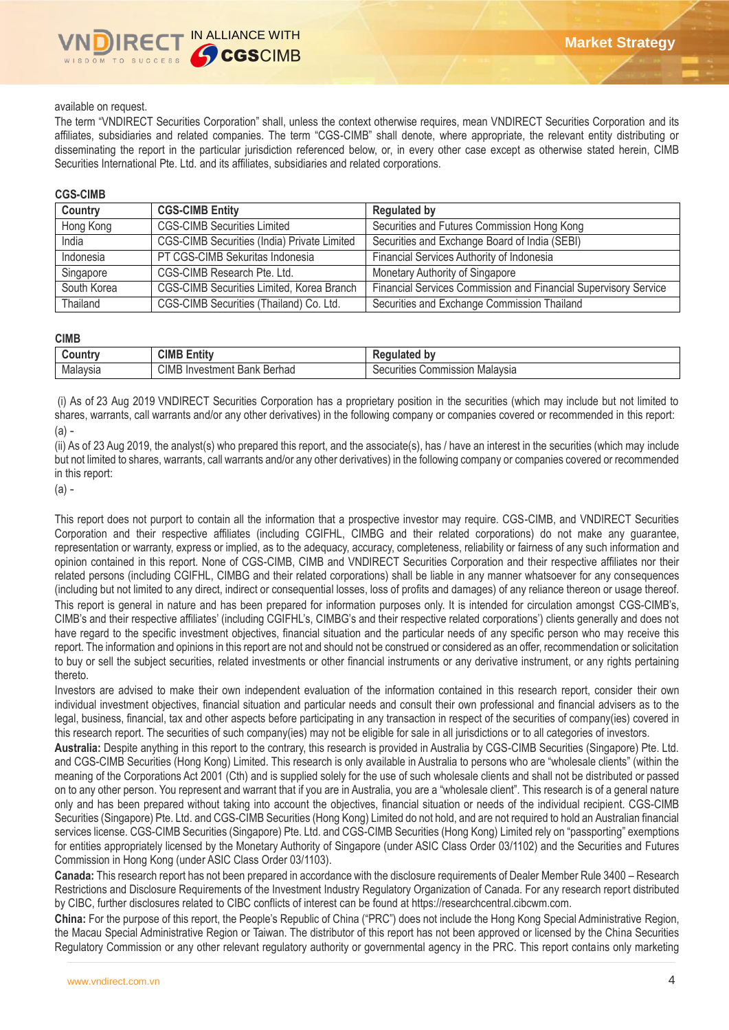available on request.

The term "VNDIRECT Securities Corporation" shall, unless the context otherwise requires, mean VNDIRECT Securities Corporation and its affiliates, subsidiaries and related companies. The term "CGS-CIMB" shall denote, where appropriate, the relevant entity distributing or disseminating the report in the particular jurisdiction referenced below, or, in every other case except as otherwise stated herein, CIMB Securities International Pte. Ltd. and its affiliates, subsidiaries and related corporations.

**CGS-CIMB**

| Country | CGS-CIMB Entity | Regulated by |
|---|---|---|
| Hong Kong | CGS-CIMB Securities Limited | Securities and Futures Commission Hong Kong |
| India | CGS-CIMB Securities (India) Private Limited | Securities and Exchange Board of India (SEBI) |
| Indonesia | PT CGS-CIMB Sekuritas Indonesia | Financial Services Authority of Indonesia |
| Singapore | CGS-CIMB Research Pte. Ltd. | Monetary Authority of Singapore |
| South Korea | CGS-CIMB Securities Limited, Korea Branch | Financial Services Commission and Financial Supervisory Service |
| Thailand | CGS-CIMB Securities (Thailand) Co. Ltd. | Securities and Exchange Commission Thailand |

**CIMB**

| Country | CIMB Entity | Regulated by |
|---|---|---|
| Malaysia | CIMB Investment Bank Berhad | Securities Commission Malaysia |

(i) As of 23 Aug 2019 VNDIRECT Securities Corporation has a proprietary position in the securities (which may include but not limited to shares, warrants, call warrants and/or any other derivatives) in the following company or companies covered or recommended in this report:

(a) -

(ii) As of 23 Aug 2019, the analyst(s) who prepared this report, and the associate(s), has / have an interest in the securities (which may include but not limited to shares, warrants, call warrants and/or any other derivatives) in the following company or companies covered or recommended in this report:

(a) -

This report does not purport to contain all the information that a prospective investor may require. CGS-CIMB, and VNDIRECT Securities Corporation and their respective affiliates (including CGIFHL, CIMBG and their related corporations) do not make any guarantee, representation or warranty, express or implied, as to the adequacy, accuracy, completeness, reliability or fairness of any such information and opinion contained in this report. None of CGS-CIMB, CIMB and VNDIRECT Securities Corporation and their respective affiliates nor their related persons (including CGIFHL, CIMBG and their related corporations) shall be liable in any manner whatsoever for any consequences (including but not limited to any direct, indirect or consequential losses, loss of profits and damages) of any reliance thereon or usage thereof.

This report is general in nature and has been prepared for information purposes only. It is intended for circulation amongst CGS-CIMB's, CIMB's and their respective affiliates' (including CGIFHL's, CIMBG's and their respective related corporations') clients generally and does not have regard to the specific investment objectives, financial situation and the particular needs of any specific person who may receive this report. The information and opinions in this report are not and should not be construed or considered as an offer, recommendation or solicitation to buy or sell the subject securities, related investments or other financial instruments or any derivative instrument, or any rights pertaining thereto.

Investors are advised to make their own independent evaluation of the information contained in this research report, consider their own individual investment objectives, financial situation and particular needs and consult their own professional and financial advisers as to the legal, business, financial, tax and other aspects before participating in any transaction in respect of the securities of company(ies) covered in this research report. The securities of such company(ies) may not be eligible for sale in all jurisdictions or to all categories of investors.

**Australia:** Despite anything in this report to the contrary, this research is provided in Australia by CGS-CIMB Securities (Singapore) Pte. Ltd. and CGS-CIMB Securities (Hong Kong) Limited. This research is only available in Australia to persons who are "wholesale clients" (within the meaning of the Corporations Act 2001 (Cth) and is supplied solely for the use of such wholesale clients and shall not be distributed or passed on to any other person. You represent and warrant that if you are in Australia, you are a "wholesale client". This research is of a general nature only and has been prepared without taking into account the objectives, financial situation or needs of the individual recipient. CGS-CIMB Securities (Singapore) Pte. Ltd. and CGS-CIMB Securities (Hong Kong) Limited do not hold, and are not required to hold an Australian financial services license. CGS-CIMB Securities (Singapore) Pte. Ltd. and CGS-CIMB Securities (Hong Kong) Limited rely on "passporting" exemptions for entities appropriately licensed by the Monetary Authority of Singapore (under ASIC Class Order 03/1102) and the Securities and Futures Commission in Hong Kong (under ASIC Class Order 03/1103).

**Canada:** This research report has not been prepared in accordance with the disclosure requirements of Dealer Member Rule 3400 – Research Restrictions and Disclosure Requirements of the Investment Industry Regulatory Organization of Canada. For any research report distributed by CIBC, further disclosures related to CIBC conflicts of interest can be found at https://researchcentral.cibcwm.com.

**China:** For the purpose of this report, the People's Republic of China ("PRC") does not include the Hong Kong Special Administrative Region, the Macau Special Administrative Region or Taiwan. The distributor of this report has not been approved or licensed by the China Securities Regulatory Commission or any other relevant regulatory authority or governmental agency in the PRC. This report contains only marketing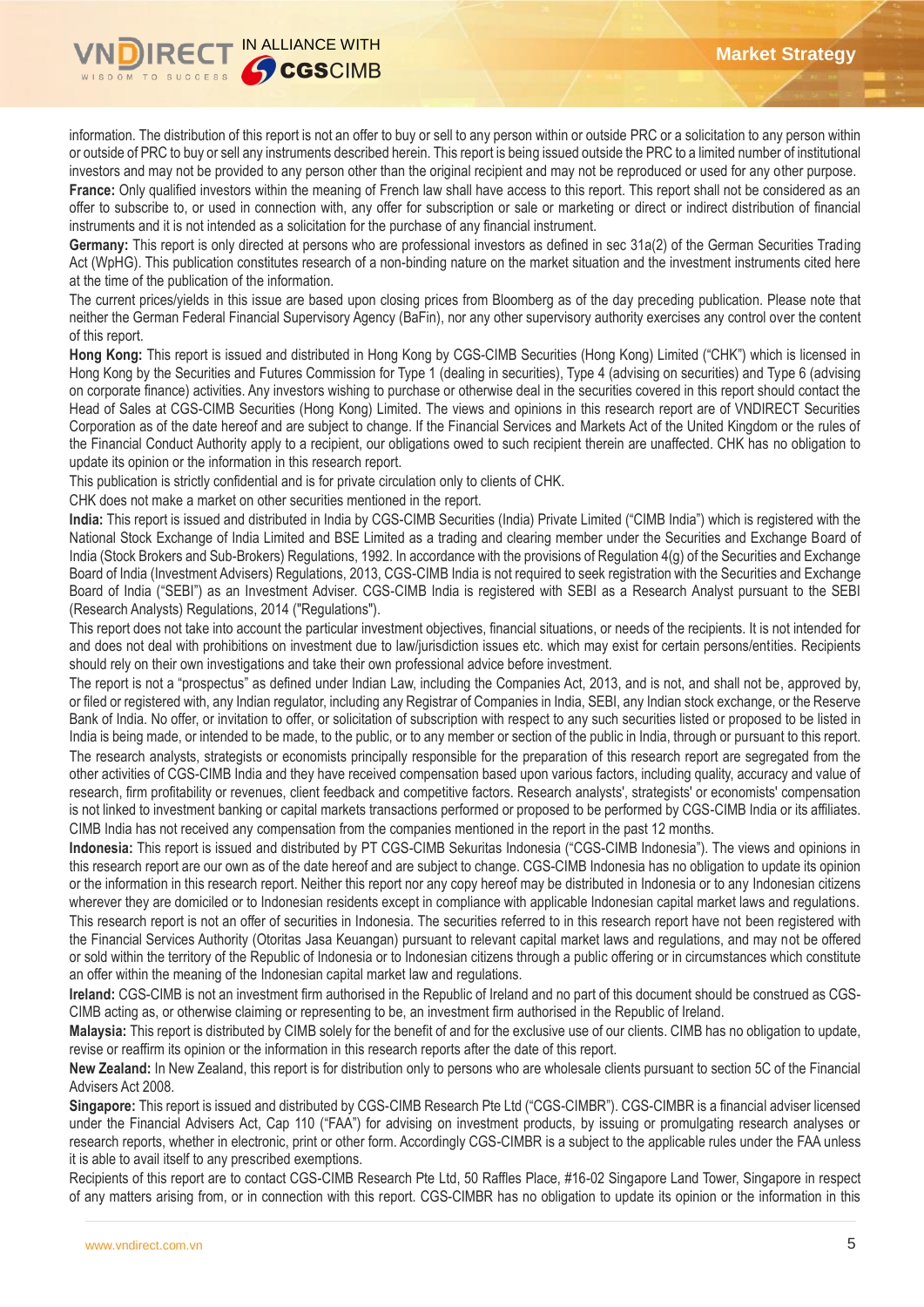information. The distribution of this report is not an offer to buy or sell to any person within or outside PRC or a solicitation to any person within or outside of PRC to buy or sell any instruments described herein. This report is being issued outside the PRC to a limited number of institutional investors and may not be provided to any person other than the original recipient and may not be reproduced or used for any other purpose.

**France:** Only qualified investors within the meaning of French law shall have access to this report. This report shall not be considered as an offer to subscribe to, or used in connection with, any offer for subscription or sale or marketing or direct or indirect distribution of financial instruments and it is not intended as a solicitation for the purchase of any financial instrument.

**Germany:** This report is only directed at persons who are professional investors as defined in sec 31a(2) of the German Securities Trading Act (WpHG). This publication constitutes research of a non-binding nature on the market situation and the investment instruments cited here at the time of the publication of the information.

The current prices/yields in this issue are based upon closing prices from Bloomberg as of the day preceding publication. Please note that neither the German Federal Financial Supervisory Agency (BaFin), nor any other supervisory authority exercises any control over the content of this report.

**Hong Kong:** This report is issued and distributed in Hong Kong by CGS-CIMB Securities (Hong Kong) Limited ("CHK") which is licensed in Hong Kong by the Securities and Futures Commission for Type 1 (dealing in securities), Type 4 (advising on securities) and Type 6 (advising on corporate finance) activities. Any investors wishing to purchase or otherwise deal in the securities covered in this report should contact the Head of Sales at CGS-CIMB Securities (Hong Kong) Limited. The views and opinions in this research report are of VNDIRECT Securities Corporation as of the date hereof and are subject to change. If the Financial Services and Markets Act of the United Kingdom or the rules of the Financial Conduct Authority apply to a recipient, our obligations owed to such recipient therein are unaffected. CHK has no obligation to update its opinion or the information in this research report.

This publication is strictly confidential and is for private circulation only to clients of CHK.

CHK does not make a market on other securities mentioned in the report.

**India:** This report is issued and distributed in India by CGS-CIMB Securities (India) Private Limited ("CIMB India") which is registered with the National Stock Exchange of India Limited and BSE Limited as a trading and clearing member under the Securities and Exchange Board of India (Stock Brokers and Sub-Brokers) Regulations, 1992. In accordance with the provisions of Regulation 4(g) of the Securities and Exchange Board of India (Investment Advisers) Regulations, 2013, CGS-CIMB India is not required to seek registration with the Securities and Exchange Board of India ("SEBI") as an Investment Adviser. CGS-CIMB India is registered with SEBI as a Research Analyst pursuant to the SEBI (Research Analysts) Regulations, 2014 ("Regulations").

This report does not take into account the particular investment objectives, financial situations, or needs of the recipients. It is not intended for and does not deal with prohibitions on investment due to law/jurisdiction issues etc. which may exist for certain persons/entities. Recipients should rely on their own investigations and take their own professional advice before investment.

The report is not a "prospectus" as defined under Indian Law, including the Companies Act, 2013, and is not, and shall not be, approved by, or filed or registered with, any Indian regulator, including any Registrar of Companies in India, SEBI, any Indian stock exchange, or the Reserve Bank of India. No offer, or invitation to offer, or solicitation of subscription with respect to any such securities listed or proposed to be listed in India is being made, or intended to be made, to the public, or to any member or section of the public in India, through or pursuant to this report.

The research analysts, strategists or economists principally responsible for the preparation of this research report are segregated from the other activities of CGS-CIMB India and they have received compensation based upon various factors, including quality, accuracy and value of research, firm profitability or revenues, client feedback and competitive factors. Research analysts', strategists' or economists' compensation is not linked to investment banking or capital markets transactions performed or proposed to be performed by CGS-CIMB India or its affiliates. CIMB India has not received any compensation from the companies mentioned in the report in the past 12 months.

**Indonesia:** This report is issued and distributed by PT CGS-CIMB Sekuritas Indonesia ("CGS-CIMB Indonesia"). The views and opinions in this research report are our own as of the date hereof and are subject to change. CGS-CIMB Indonesia has no obligation to update its opinion or the information in this research report. Neither this report nor any copy hereof may be distributed in Indonesia or to any Indonesian citizens wherever they are domiciled or to Indonesian residents except in compliance with applicable Indonesian capital market laws and regulations.

This research report is not an offer of securities in Indonesia. The securities referred to in this research report have not been registered with the Financial Services Authority (Otoritas Jasa Keuangan) pursuant to relevant capital market laws and regulations, and may not be offered or sold within the territory of the Republic of Indonesia or to Indonesian citizens through a public offering or in circumstances which constitute an offer within the meaning of the Indonesian capital market law and regulations.

**Ireland:** CGS-CIMB is not an investment firm authorised in the Republic of Ireland and no part of this document should be construed as CGS-CIMB acting as, or otherwise claiming or representing to be, an investment firm authorised in the Republic of Ireland.

**Malaysia:** This report is distributed by CIMB solely for the benefit of and for the exclusive use of our clients. CIMB has no obligation to update, revise or reaffirm its opinion or the information in this research reports after the date of this report.

**New Zealand:** In New Zealand, this report is for distribution only to persons who are wholesale clients pursuant to section 5C of the Financial Advisers Act 2008.

**Singapore:** This report is issued and distributed by CGS-CIMB Research Pte Ltd ("CGS-CIMBR"). CGS-CIMBR is a financial adviser licensed under the Financial Advisers Act, Cap 110 ("FAA") for advising on investment products, by issuing or promulgating research analyses or research reports, whether in electronic, print or other form. Accordingly CGS-CIMBR is a subject to the applicable rules under the FAA unless it is able to avail itself to any prescribed exemptions.

Recipients of this report are to contact CGS-CIMB Research Pte Ltd, 50 Raffles Place, #16-02 Singapore Land Tower, Singapore in respect of any matters arising from, or in connection with this report. CGS-CIMBR has no obligation to update its opinion or the information in this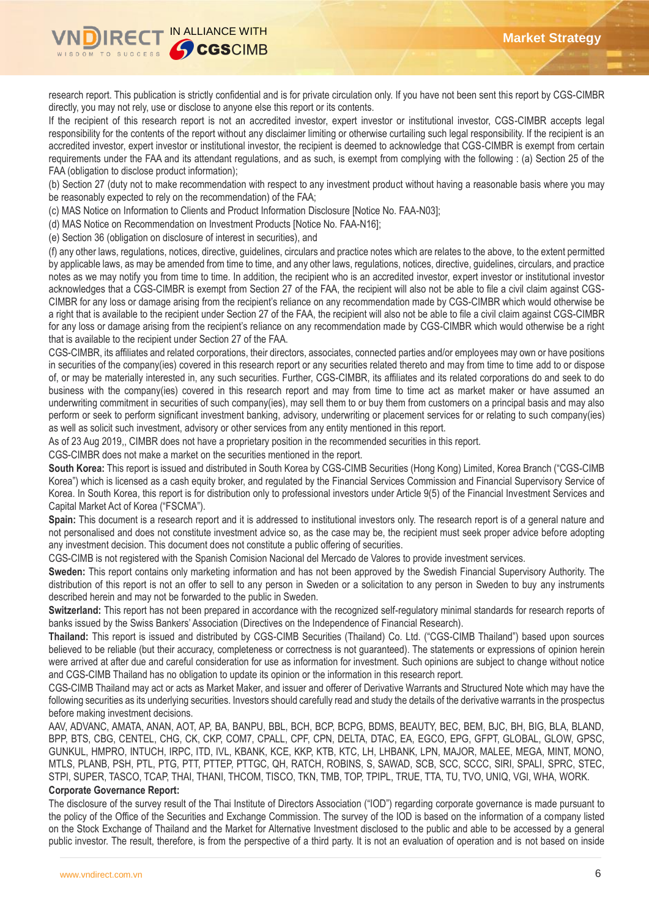research report. This publication is strictly confidential and is for private circulation only. If you have not been sent this report by CGS-CIMBR directly, you may not rely, use or disclose to anyone else this report or its contents.

If the recipient of this research report is not an accredited investor, expert investor or institutional investor, CGS-CIMBR accepts legal responsibility for the contents of the report without any disclaimer limiting or otherwise curtailing such legal responsibility. If the recipient is an accredited investor, expert investor or institutional investor, the recipient is deemed to acknowledge that CGS-CIMBR is exempt from certain requirements under the FAA and its attendant regulations, and as such, is exempt from complying with the following : (a) Section 25 of the FAA (obligation to disclose product information);

(b) Section 27 (duty not to make recommendation with respect to any investment product without having a reasonable basis where you may be reasonably expected to rely on the recommendation) of the FAA;

(c) MAS Notice on Information to Clients and Product Information Disclosure [Notice No. FAA-N03];

(d) MAS Notice on Recommendation on Investment Products [Notice No. FAA-N16];

(e) Section 36 (obligation on disclosure of interest in securities), and

(f) any other laws, regulations, notices, directive, guidelines, circulars and practice notes which are relates to the above, to the extent permitted by applicable laws, as may be amended from time to time, and any other laws, regulations, notices, directive, guidelines, circulars, and practice notes as we may notify you from time to time. In addition, the recipient who is an accredited investor, expert investor or institutional investor acknowledges that a CGS-CIMBR is exempt from Section 27 of the FAA, the recipient will also not be able to file a civil claim against CGS-CIMBR for any loss or damage arising from the recipient's reliance on any recommendation made by CGS-CIMBR which would otherwise be a right that is available to the recipient under Section 27 of the FAA, the recipient will also not be able to file a civil claim against CGS-CIMBR for any loss or damage arising from the recipient's reliance on any recommendation made by CGS-CIMBR which would otherwise be a right that is available to the recipient under Section 27 of the FAA.

CGS-CIMBR, its affiliates and related corporations, their directors, associates, connected parties and/or employees may own or have positions in securities of the company(ies) covered in this research report or any securities related thereto and may from time to time add to or dispose of, or may be materially interested in, any such securities. Further, CGS-CIMBR, its affiliates and its related corporations do and seek to do business with the company(ies) covered in this research report and may from time to time act as market maker or have assumed an underwriting commitment in securities of such company(ies), may sell them to or buy them from customers on a principal basis and may also perform or seek to perform significant investment banking, advisory, underwriting or placement services for or relating to such company(ies) as well as solicit such investment, advisory or other services from any entity mentioned in this report.

As of 23 Aug 2019,, CIMBR does not have a proprietary position in the recommended securities in this report.

CGS-CIMBR does not make a market on the securities mentioned in the report.

**South Korea:** This report is issued and distributed in South Korea by CGS-CIMB Securities (Hong Kong) Limited, Korea Branch ("CGS-CIMB Korea") which is licensed as a cash equity broker, and regulated by the Financial Services Commission and Financial Supervisory Service of Korea. In South Korea, this report is for distribution only to professional investors under Article 9(5) of the Financial Investment Services and Capital Market Act of Korea ("FSCMA").

**Spain:** This document is a research report and it is addressed to institutional investors only. The research report is of a general nature and not personalised and does not constitute investment advice so, as the case may be, the recipient must seek proper advice before adopting any investment decision. This document does not constitute a public offering of securities.

CGS-CIMB is not registered with the Spanish Comision Nacional del Mercado de Valores to provide investment services.

**Sweden:** This report contains only marketing information and has not been approved by the Swedish Financial Supervisory Authority. The distribution of this report is not an offer to sell to any person in Sweden or a solicitation to any person in Sweden to buy any instruments described herein and may not be forwarded to the public in Sweden.

**Switzerland:** This report has not been prepared in accordance with the recognized self-regulatory minimal standards for research reports of banks issued by the Swiss Bankers' Association (Directives on the Independence of Financial Research).

**Thailand:** This report is issued and distributed by CGS-CIMB Securities (Thailand) Co. Ltd. ("CGS-CIMB Thailand") based upon sources believed to be reliable (but their accuracy, completeness or correctness is not guaranteed). The statements or expressions of opinion herein were arrived at after due and careful consideration for use as information for investment. Such opinions are subject to change without notice and CGS-CIMB Thailand has no obligation to update its opinion or the information in this research report.

CGS-CIMB Thailand may act or acts as Market Maker, and issuer and offerer of Derivative Warrants and Structured Note which may have the following securities as its underlying securities. Investors should carefully read and study the details of the derivative warrants in the prospectus before making investment decisions.

AAV, ADVANC, AMATA, ANAN, AOT, AP, BA, BANPU, BBL, BCH, BCP, BCPG, BDMS, BEAUTY, BEC, BEM, BJC, BH, BIG, BLA, BLAND, BPP, BTS, CBG, CENTEL, CHG, CK, CKP, COM7, CPALL, CPF, CPN, DELTA, DTAC, EA, EGCO, EPG, GFPT, GLOBAL, GLOW, GPSC, GUNKUL, HMPRO, INTUCH, IRPC, ITD, IVL, KBANK, KCE, KKP, KTB, KTC, LH, LHBANK, LPN, MAJOR, MALEE, MEGA, MINT, MONO, MTLS, PLANB, PSH, PTL, PTG, PTT, PTTEP, PTTGC, QH, RATCH, ROBINS, S, SAWAD, SCB, SCC, SCCC, SIRI, SPALI, SPRC, STEC, STPI, SUPER, TASCO, TCAP, THAI, THANI, THCOM, TISCO, TKN, TMB, TOP, TPIPL, TRUE, TTA, TU, TVO, UNIQ, VGI, WHA, WORK.

**Corporate Governance Report:**

The disclosure of the survey result of the Thai Institute of Directors Association ("IOD") regarding corporate governance is made pursuant to the policy of the Office of the Securities and Exchange Commission. The survey of the IOD is based on the information of a company listed on the Stock Exchange of Thailand and the Market for Alternative Investment disclosed to the public and able to be accessed by a general public investor. The result, therefore, is from the perspective of a third party. It is not an evaluation of operation and is not based on inside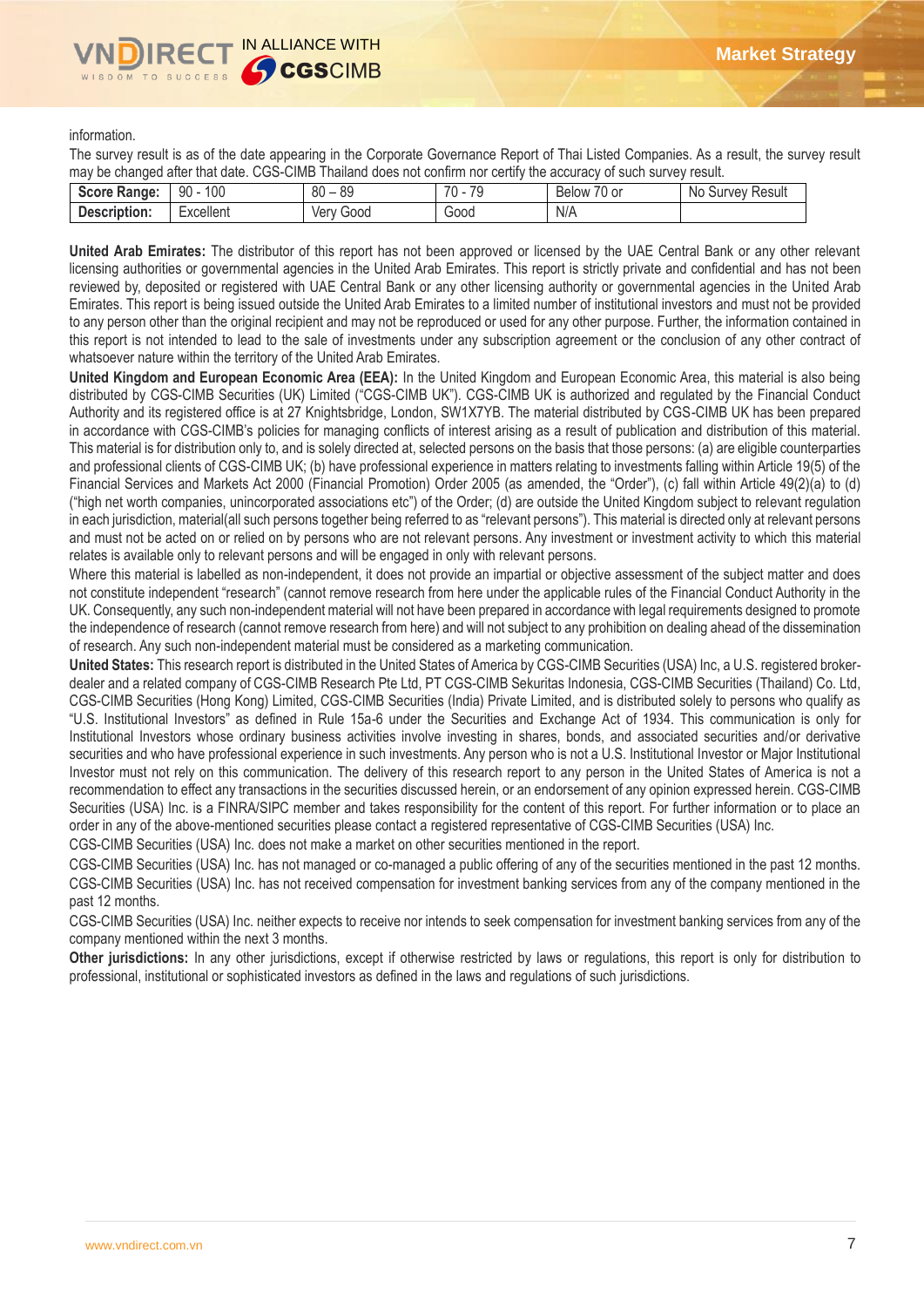information.

The survey result is as of the date appearing in the Corporate Governance Report of Thai Listed Companies. As a result, the survey result may be changed after that date. CGS-CIMB Thailand does not confirm nor certify the accuracy of such survey result.

| **Score Range:** | 90 - 100 | 80 – 89 | 70 - 79 | Below 70 or | No Survey Result |
|---|---|---|---|---|---|
| **Description:** | Excellent | Very Good | Good | N/A | |

**United Arab Emirates:** The distributor of this report has not been approved or licensed by the UAE Central Bank or any other relevant licensing authorities or governmental agencies in the United Arab Emirates. This report is strictly private and confidential and has not been reviewed by, deposited or registered with UAE Central Bank or any other licensing authority or governmental agencies in the United Arab Emirates. This report is being issued outside the United Arab Emirates to a limited number of institutional investors and must not be provided to any person other than the original recipient and may not be reproduced or used for any other purpose. Further, the information contained in this report is not intended to lead to the sale of investments under any subscription agreement or the conclusion of any other contract of whatsoever nature within the territory of the United Arab Emirates.

**United Kingdom and European Economic Area (EEA):** In the United Kingdom and European Economic Area, this material is also being distributed by CGS-CIMB Securities (UK) Limited ("CGS-CIMB UK"). CGS-CIMB UK is authorized and regulated by the Financial Conduct Authority and its registered office is at 27 Knightsbridge, London, SW1X7YB. The material distributed by CGS-CIMB UK has been prepared in accordance with CGS-CIMB's policies for managing conflicts of interest arising as a result of publication and distribution of this material. This material is for distribution only to, and is solely directed at, selected persons on the basis that those persons: (a) are eligible counterparties and professional clients of CGS-CIMB UK; (b) have professional experience in matters relating to investments falling within Article 19(5) of the Financial Services and Markets Act 2000 (Financial Promotion) Order 2005 (as amended, the "Order"), (c) fall within Article 49(2)(a) to (d) ("high net worth companies, unincorporated associations etc") of the Order; (d) are outside the United Kingdom subject to relevant regulation in each jurisdiction, material(all such persons together being referred to as "relevant persons"). This material is directed only at relevant persons and must not be acted on or relied on by persons who are not relevant persons. Any investment or investment activity to which this material relates is available only to relevant persons and will be engaged in only with relevant persons.

Where this material is labelled as non-independent, it does not provide an impartial or objective assessment of the subject matter and does not constitute independent "research" (cannot remove research from here under the applicable rules of the Financial Conduct Authority in the UK. Consequently, any such non-independent material will not have been prepared in accordance with legal requirements designed to promote the independence of research (cannot remove research from here) and will not subject to any prohibition on dealing ahead of the dissemination of research. Any such non-independent material must be considered as a marketing communication.

**United States:** This research report is distributed in the United States of America by CGS-CIMB Securities (USA) Inc, a U.S. registered broker-dealer and a related company of CGS-CIMB Research Pte Ltd, PT CGS-CIMB Sekuritas Indonesia, CGS-CIMB Securities (Thailand) Co. Ltd, CGS-CIMB Securities (Hong Kong) Limited, CGS-CIMB Securities (India) Private Limited, and is distributed solely to persons who qualify as "U.S. Institutional Investors" as defined in Rule 15a-6 under the Securities and Exchange Act of 1934. This communication is only for Institutional Investors whose ordinary business activities involve investing in shares, bonds, and associated securities and/or derivative securities and who have professional experience in such investments. Any person who is not a U.S. Institutional Investor or Major Institutional Investor must not rely on this communication. The delivery of this research report to any person in the United States of America is not a recommendation to effect any transactions in the securities discussed herein, or an endorsement of any opinion expressed herein. CGS-CIMB Securities (USA) Inc. is a FINRA/SIPC member and takes responsibility for the content of this report. For further information or to place an order in any of the above-mentioned securities please contact a registered representative of CGS-CIMB Securities (USA) Inc.

CGS-CIMB Securities (USA) Inc. does not make a market on other securities mentioned in the report.

CGS-CIMB Securities (USA) Inc. has not managed or co-managed a public offering of any of the securities mentioned in the past 12 months.

CGS-CIMB Securities (USA) Inc. has not received compensation for investment banking services from any of the company mentioned in the past 12 months.

CGS-CIMB Securities (USA) Inc. neither expects to receive nor intends to seek compensation for investment banking services from any of the company mentioned within the next 3 months.

**Other jurisdictions:** In any other jurisdictions, except if otherwise restricted by laws or regulations, this report is only for distribution to professional, institutional or sophisticated investors as defined in the laws and regulations of such jurisdictions.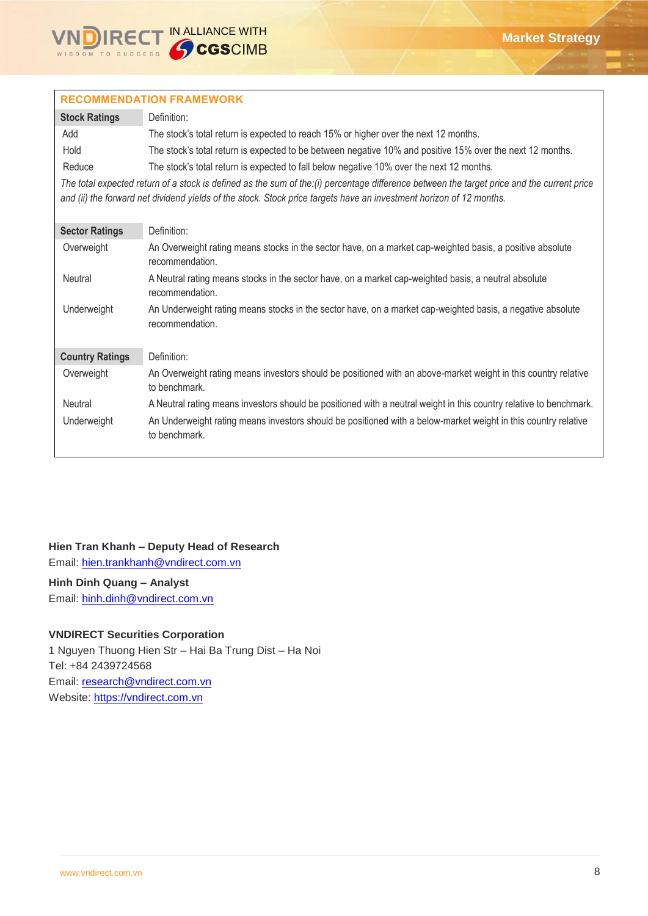## RECOMMENDATION FRAMEWORK

| Stock Ratings | Definition: |
|---|---|
| Add | The stock's total return is expected to reach 15% or higher over the next 12 months. |
| Hold | The stock's total return is expected to be between negative 10% and positive 15% over the next 12 months. |
| Reduce | The stock's total return is expected to fall below negative 10% over the next 12 months. |

*The total expected return of a stock is defined as the sum of the:(i) percentage difference between the target price and the current price and (ii) the forward net dividend yields of the stock. Stock price targets have an investment horizon of 12 months.*

| Sector Ratings | Definition: |
|---|---|
| Overweight | An Overweight rating means stocks in the sector have, on a market cap-weighted basis, a positive absolute recommendation. |
| Neutral | A Neutral rating means stocks in the sector have, on a market cap-weighted basis, a neutral absolute recommendation. |
| Underweight | An Underweight rating means stocks in the sector have, on a market cap-weighted basis, a negative absolute recommendation. |

| Country Ratings | Definition: |
|---|---|
| Overweight | An Overweight rating means investors should be positioned with an above-market weight in this country relative to benchmark. |
| Neutral | A Neutral rating means investors should be positioned with a neutral weight in this country relative to benchmark. |
| Underweight | An Underweight rating means investors should be positioned with a below-market weight in this country relative to benchmark. |

**Hien Tran Khanh – Deputy Head of Research**
Email: hien.trankhanh@vndirect.com.vn

**Hinh Dinh Quang – Analyst**
Email: hinh.dinh@vndirect.com.vn

**VNDIRECT Securities Corporation**
1 Nguyen Thuong Hien Str – Hai Ba Trung Dist – Ha Noi
Tel: +84 2439724568
Email: research@vndirect.com.vn
Website: https://vndirect.com.vn